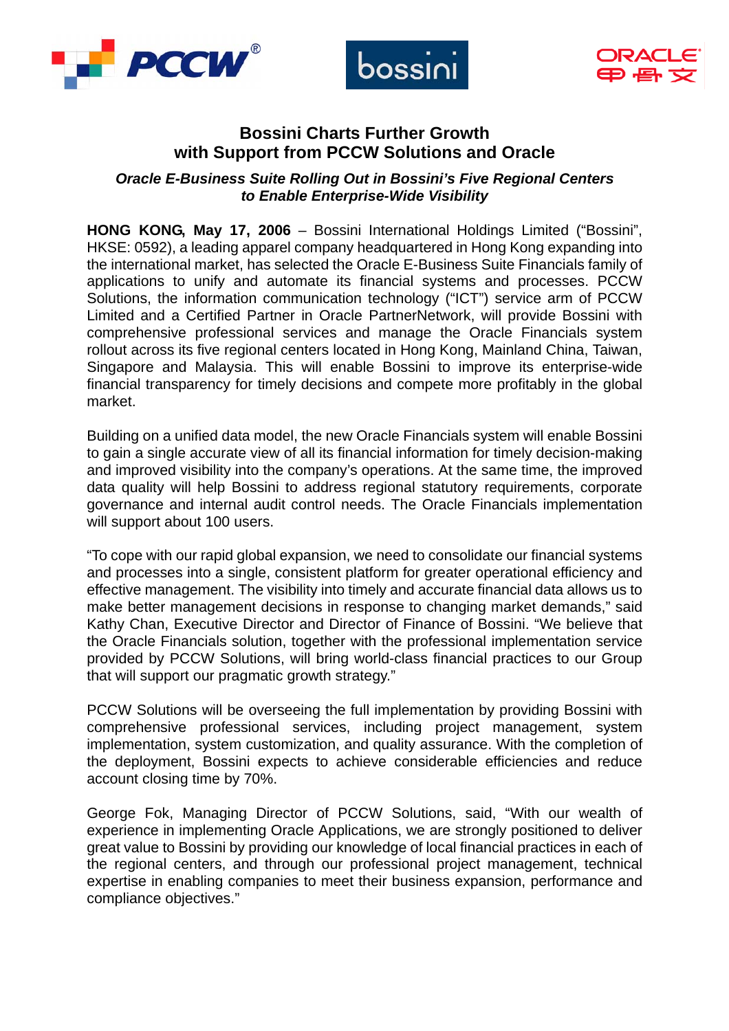# Bossini Charts Further Growth with Support from PCCW Solutions and Oracle

### *Oracle E-Business Suite Rolling Out in Bossini's Five Regional Centers to Enable Enterprise-Wide Visibility*

**HONG KONG, May 17, 2006** – Bossini International Holdings Limited ("Bossini", HKSE: 0592), a leading apparel company headquartered in Hong Kong expanding into the international market, has selected the Oracle E-Business Suite Financials family of applications to unify and automate its financial systems and processes. PCCW Solutions, the information communication technology ("ICT") service arm of PCCW Limited and a Certified Partner in Oracle PartnerNetwork, will provide Bossini with comprehensive professional services and manage the Oracle Financials system rollout across its five regional centers located in Hong Kong, Mainland China, Taiwan, Singapore and Malaysia. This will enable Bossini to improve its enterprise-wide financial transparency for timely decisions and compete more profitably in the global market.

Building on a unified data model, the new Oracle Financials system will enable Bossini to gain a single accurate view of all its financial information for timely decision-making and improved visibility into the company's operations. At the same time, the improved data quality will help Bossini to address regional statutory requirements, corporate governance and internal audit control needs. The Oracle Financials implementation will support about 100 users.

"To cope with our rapid global expansion, we need to consolidate our financial systems and processes into a single, consistent platform for greater operational efficiency and effective management. The visibility into timely and accurate financial data allows us to make better management decisions in response to changing market demands," said Kathy Chan, Executive Director and Director of Finance of Bossini. "We believe that the Oracle Financials solution, together with the professional implementation service provided by PCCW Solutions, will bring world-class financial practices to our Group that will support our pragmatic growth strategy."

PCCW Solutions will be overseeing the full implementation by providing Bossini with comprehensive professional services, including project management, system implementation, system customization, and quality assurance. With the completion of the deployment, Bossini expects to achieve considerable efficiencies and reduce account closing time by 70%.

George Fok, Managing Director of PCCW Solutions, said, "With our wealth of experience in implementing Oracle Applications, we are strongly positioned to deliver great value to Bossini by providing our knowledge of local financial practices in each of the regional centers, and through our professional project management, technical expertise in enabling companies to meet their business expansion, performance and compliance objectives."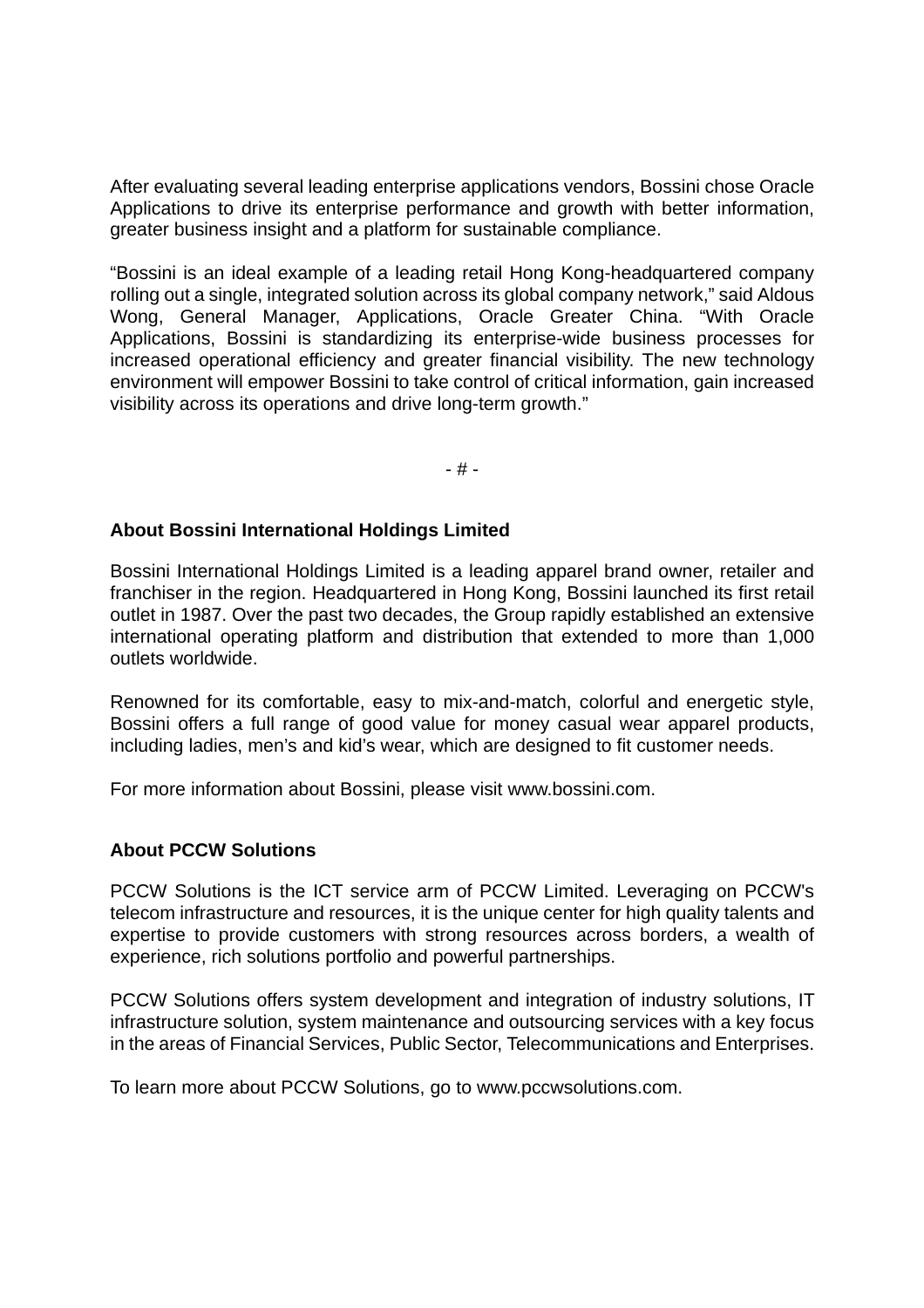After evaluating several leading enterprise applications vendors, Bossini chose Oracle Applications to drive its enterprise performance and growth with better information, greater business insight and a platform for sustainable compliance.

"Bossini is an ideal example of a leading retail Hong Kong-headquartered company rolling out a single, integrated solution across its global company network," said Aldous Wong, General Manager, Applications, Oracle Greater China. "With Oracle Applications, Bossini is standardizing its enterprise-wide business processes for increased operational efficiency and greater financial visibility. The new technology environment will empower Bossini to take control of critical information, gain increased visibility across its operations and drive long-term growth."

- # -

**About Bossini International Holdings Limited**

Bossini International Holdings Limited is a leading apparel brand owner, retailer and franchiser in the region. Headquartered in Hong Kong, Bossini launched its first retail outlet in 1987. Over the past two decades, the Group rapidly established an extensive international operating platform and distribution that extended to more than 1,000 outlets worldwide.

Renowned for its comfortable, easy to mix-and-match, colorful and energetic style, Bossini offers a full range of good value for money casual wear apparel products, including ladies, men's and kid's wear, which are designed to fit customer needs.

For more information about Bossini, please visit www.bossini.com.

**About PCCW Solutions**

PCCW Solutions is the ICT service arm of PCCW Limited. Leveraging on PCCW's telecom infrastructure and resources, it is the unique center for high quality talents and expertise to provide customers with strong resources across borders, a wealth of experience, rich solutions portfolio and powerful partnerships.

PCCW Solutions offers system development and integration of industry solutions, IT infrastructure solution, system maintenance and outsourcing services with a key focus in the areas of Financial Services, Public Sector, Telecommunications and Enterprises.

To learn more about PCCW Solutions, go to www.pccwsolutions.com.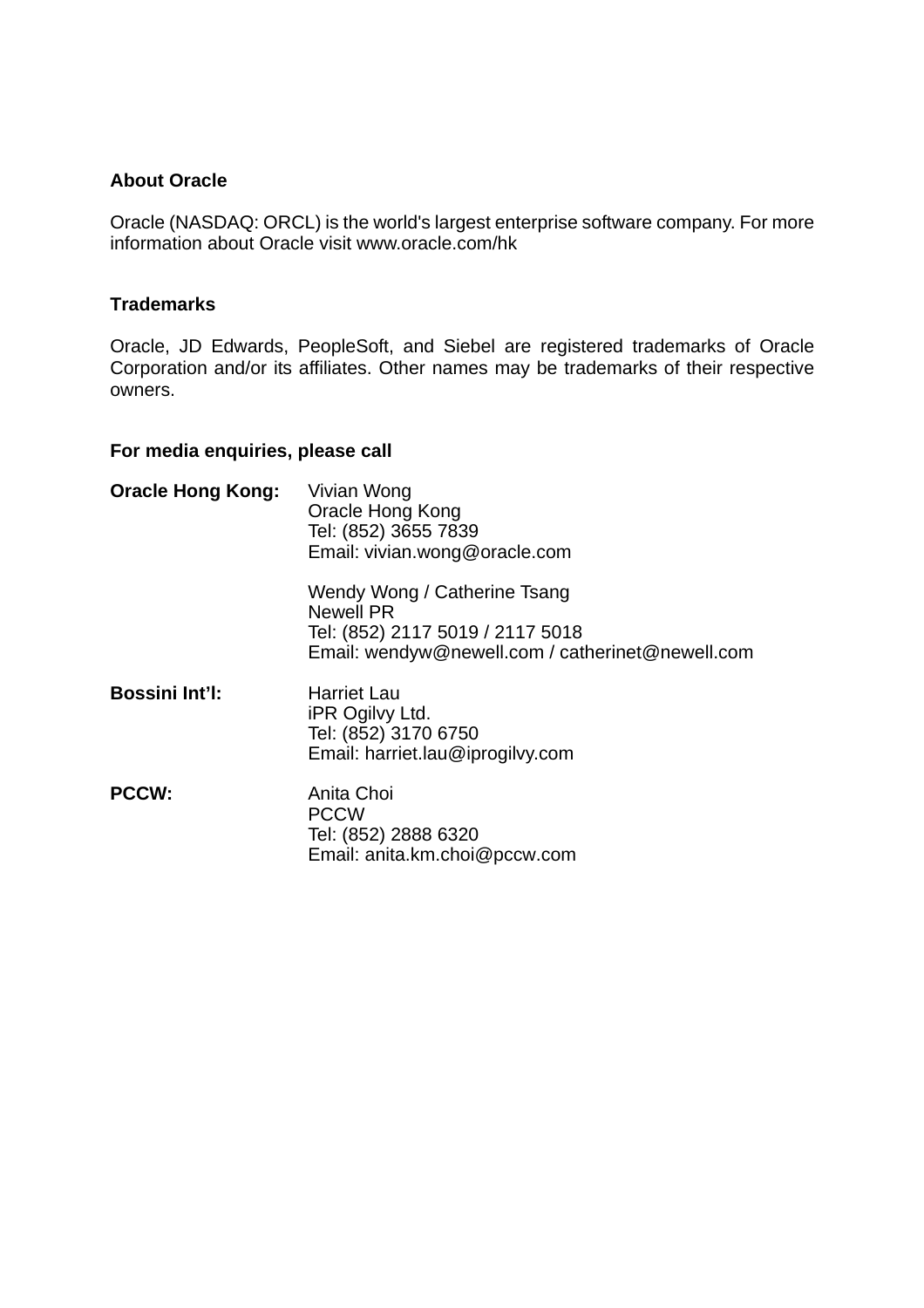**About Oracle**

Oracle (NASDAQ: ORCL) is the world's largest enterprise software company. For more information about Oracle visit www.oracle.com/hk

**Trademarks**

Oracle, JD Edwards, PeopleSoft, and Siebel are registered trademarks of Oracle Corporation and/or its affiliates. Other names may be trademarks of their respective owners.

**For media enquiries, please call**

**Oracle Hong Kong:**

Vivian Wong
Oracle Hong Kong
Tel: (852) 3655 7839
Email: vivian.wong@oracle.com

Wendy Wong / Catherine Tsang
Newell PR
Tel: (852) 2117 5019 / 2117 5018
Email: wendyw@newell.com / catherinet@newell.com

**Bossini Int'l:**

Harriet Lau
iPR Ogilvy Ltd.
Tel: (852) 3170 6750
Email: harriet.lau@iprogilvy.com

**PCCW:**

Anita Choi
PCCW
Tel: (852) 2888 6320
Email: anita.km.choi@pccw.com